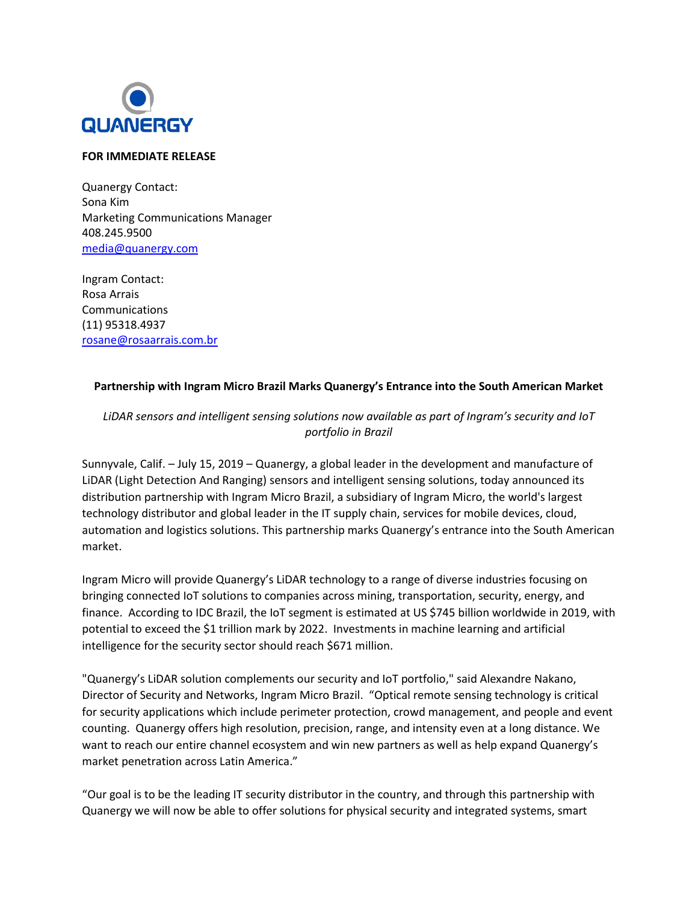QUANERGY

**FOR IMMEDIATE RELEASE**

Quanergy Contact:
Sona Kim
Marketing Communications Manager
408.245.9500
media@quanergy.com

Ingram Contact:
Rosa Arrais
Communications
(11) 95318.4937
rosane@rosaarrais.com.br

**Partnership with Ingram Micro Brazil Marks Quanergy's Entrance into the South American Market**

*LiDAR sensors and intelligent sensing solutions now available as part of Ingram's security and IoT portfolio in Brazil*

Sunnyvale, Calif. – July 15, 2019 – Quanergy, a global leader in the development and manufacture of LiDAR (Light Detection And Ranging) sensors and intelligent sensing solutions, today announced its distribution partnership with Ingram Micro Brazil, a subsidiary of Ingram Micro, the world's largest technology distributor and global leader in the IT supply chain, services for mobile devices, cloud, automation and logistics solutions. This partnership marks Quanergy's entrance into the South American market.

Ingram Micro will provide Quanergy's LiDAR technology to a range of diverse industries focusing on bringing connected IoT solutions to companies across mining, transportation, security, energy, and finance. According to IDC Brazil, the IoT segment is estimated at US $745 billion worldwide in 2019, with potential to exceed the $1 trillion mark by 2022. Investments in machine learning and artificial intelligence for the security sector should reach $671 million.

"Quanergy's LiDAR solution complements our security and IoT portfolio," said Alexandre Nakano, Director of Security and Networks, Ingram Micro Brazil. "Optical remote sensing technology is critical for security applications which include perimeter protection, crowd management, and people and event counting. Quanergy offers high resolution, precision, range, and intensity even at a long distance. We want to reach our entire channel ecosystem and win new partners as well as help expand Quanergy's market penetration across Latin America."

"Our goal is to be the leading IT security distributor in the country, and through this partnership with Quanergy we will now be able to offer solutions for physical security and integrated systems, smart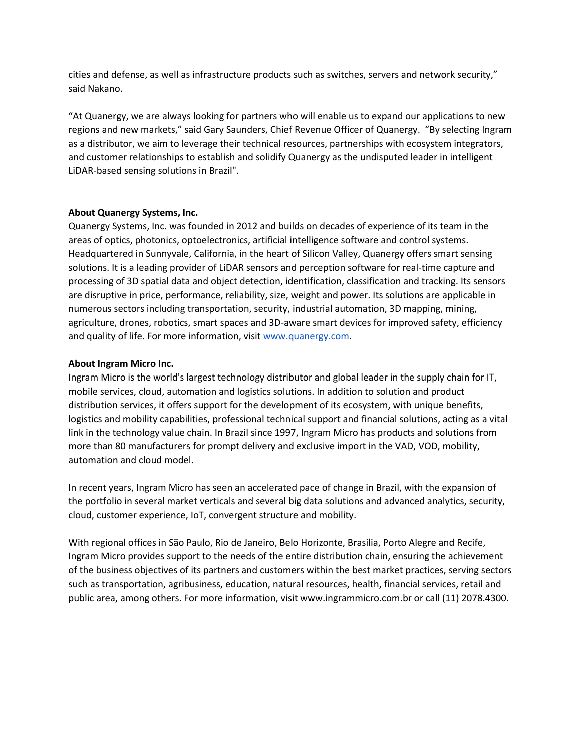cities and defense, as well as infrastructure products such as switches, servers and network security," said Nakano.

"At Quanergy, we are always looking for partners who will enable us to expand our applications to new regions and new markets," said Gary Saunders, Chief Revenue Officer of Quanergy.  "By selecting Ingram as a distributor, we aim to leverage their technical resources, partnerships with ecosystem integrators, and customer relationships to establish and solidify Quanergy as the undisputed leader in intelligent LiDAR-based sensing solutions in Brazil".

**About Quanergy Systems, Inc.**

Quanergy Systems, Inc. was founded in 2012 and builds on decades of experience of its team in the areas of optics, photonics, optoelectronics, artificial intelligence software and control systems. Headquartered in Sunnyvale, California, in the heart of Silicon Valley, Quanergy offers smart sensing solutions. It is a leading provider of LiDAR sensors and perception software for real-time capture and processing of 3D spatial data and object detection, identification, classification and tracking. Its sensors are disruptive in price, performance, reliability, size, weight and power. Its solutions are applicable in numerous sectors including transportation, security, industrial automation, 3D mapping, mining, agriculture, drones, robotics, smart spaces and 3D-aware smart devices for improved safety, efficiency and quality of life. For more information, visit [www.quanergy.com](http://www.quanergy.com).

**About Ingram Micro Inc.**

Ingram Micro is the world's largest technology distributor and global leader in the supply chain for IT, mobile services, cloud, automation and logistics solutions. In addition to solution and product distribution services, it offers support for the development of its ecosystem, with unique benefits, logistics and mobility capabilities, professional technical support and financial solutions, acting as a vital link in the technology value chain. In Brazil since 1997, Ingram Micro has products and solutions from more than 80 manufacturers for prompt delivery and exclusive import in the VAD, VOD, mobility, automation and cloud model.

In recent years, Ingram Micro has seen an accelerated pace of change in Brazil, with the expansion of the portfolio in several market verticals and several big data solutions and advanced analytics, security, cloud, customer experience, IoT, convergent structure and mobility.

With regional offices in São Paulo, Rio de Janeiro, Belo Horizonte, Brasilia, Porto Alegre and Recife, Ingram Micro provides support to the needs of the entire distribution chain, ensuring the achievement of the business objectives of its partners and customers within the best market practices, serving sectors such as transportation, agribusiness, education, natural resources, health, financial services, retail and public area, among others. For more information, visit www.ingrammicro.com.br or call (11) 2078.4300.